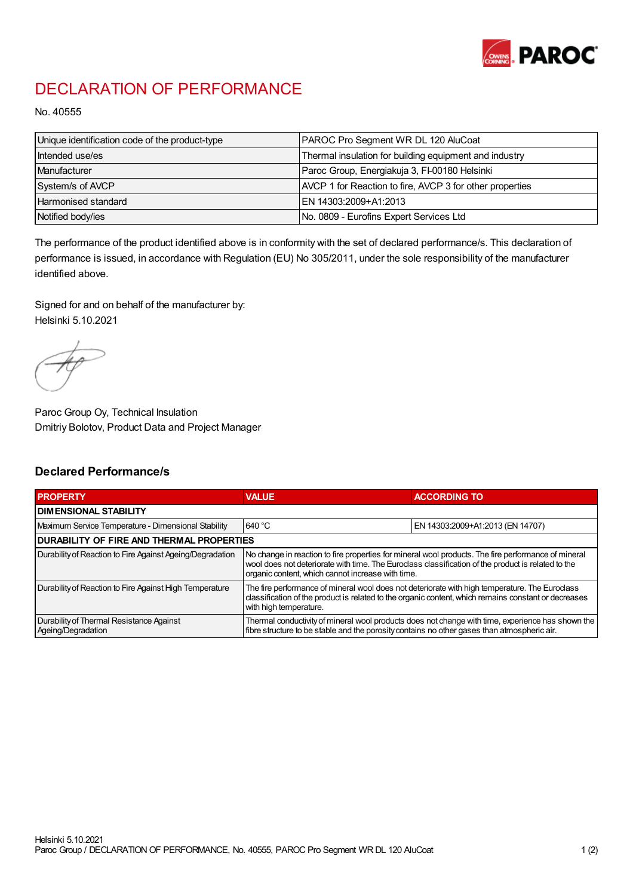# DECLARATION OF PERFORMANCE

No. 40555

| Unique identification code of the product-type | PAROC Pro Segment WR DL 120 AluCoat |
|---|---|
| Intended use/es | Thermal insulation for building equipment and industry |
| Manufacturer | Paroc Group, Energiakuja 3, FI-00180 Helsinki |
| System/s of AVCP | AVCP 1 for Reaction to fire, AVCP 3 for other properties |
| Harmonised standard | EN 14303:2009+A1:2013 |
| Notified body/ies | No. 0809 - Eurofins Expert Services Ltd |

The performance of the product identified above is in conformity with the set of declared performance/s. This declaration of performance is issued, in accordance with Regulation (EU) No 305/2011, under the sole responsibility of the manufacturer identified above.

Signed for and on behalf of the manufacturer by:
Helsinki 5.10.2021

Paroc Group Oy, Technical Insulation
Dmitriy Bolotov, Product Data and Project Manager

## Declared Performance/s

| PROPERTY | VALUE | ACCORDING TO |
|---|---|---|
| **DIMENSIONAL STABILITY** | | |
| Maximum Service Temperature - Dimensional Stability | 640 °C | EN 14303:2009+A1:2013 (EN 14707) |
| **DURABILITY OF FIRE AND THERMAL PROPERTIES** | | |
| Durability of Reaction to Fire Against Ageing/Degradation | No change in reaction to fire properties for mineral wool products. The fire performance of mineral wool does not deteriorate with time. The Euroclass classification of the product is related to the organic content, which cannot increase with time. | |
| Durability of Reaction to Fire Against High Temperature | The fire performance of mineral wool does not deteriorate with high temperature. The Euroclass classification of the product is related to the organic content, which remains constant or decreases with high temperature. | |
| Durability of Thermal Resistance Against Ageing/Degradation | Thermal conductivity of mineral wool products does not change with time, experience has shown the fibre structure to be stable and the porosity contains no other gases than atmospheric air. | |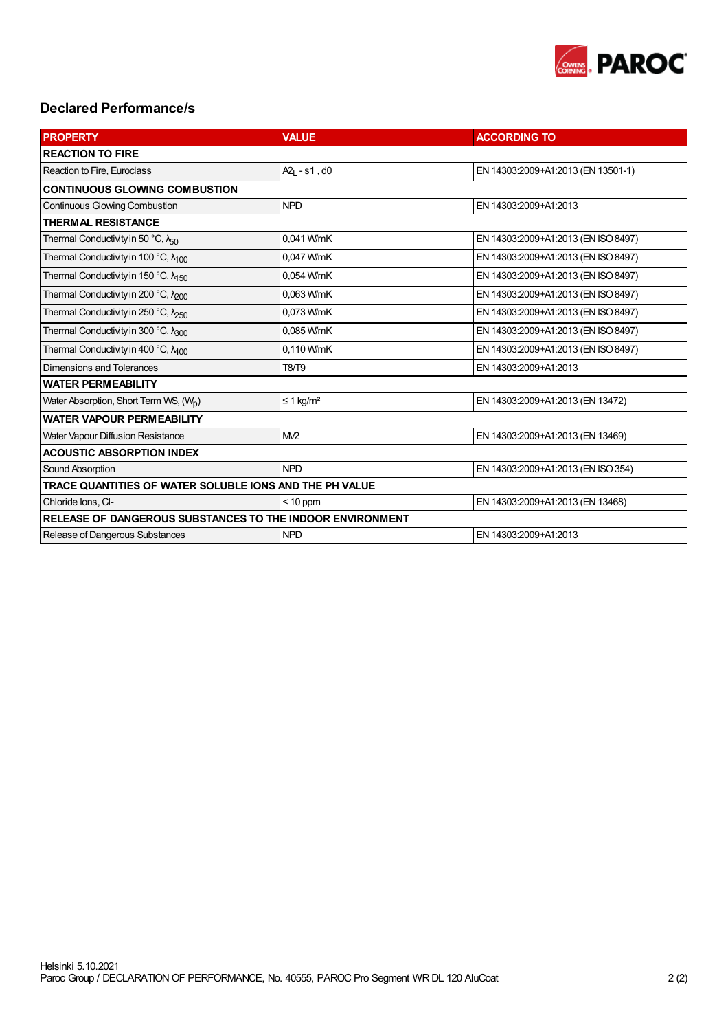## Declared Performance/s

| PROPERTY | VALUE | ACCORDING TO |
|---|---|---|
| **REACTION TO FIRE** | | |
| Reaction to Fire, Euroclass | $A2_L$ - s1 , d0 | EN 14303:2009+A1:2013 (EN 13501-1) |
| **CONTINUOUS GLOWING COMBUSTION** | | |
| Continuous Glowing Combustion | NPD | EN 14303:2009+A1:2013 |
| **THERMAL RESISTANCE** | | |
| Thermal Conductivity in 50 °C, $\lambda_{50}$ | 0,041 W/mK | EN 14303:2009+A1:2013 (EN ISO 8497) |
| Thermal Conductivity in 100 °C, $\lambda_{100}$ | 0,047 W/mK | EN 14303:2009+A1:2013 (EN ISO 8497) |
| Thermal Conductivity in 150 °C, $\lambda_{150}$ | 0,054 W/mK | EN 14303:2009+A1:2013 (EN ISO 8497) |
| Thermal Conductivity in 200 °C, $\lambda_{200}$ | 0,063 W/mK | EN 14303:2009+A1:2013 (EN ISO 8497) |
| Thermal Conductivity in 250 °C, $\lambda_{250}$ | 0,073 W/mK | EN 14303:2009+A1:2013 (EN ISO 8497) |
| Thermal Conductivity in 300 °C, $\lambda_{300}$ | 0,085 W/mK | EN 14303:2009+A1:2013 (EN ISO 8497) |
| Thermal Conductivity in 400 °C, $\lambda_{400}$ | 0,110 W/mK | EN 14303:2009+A1:2013 (EN ISO 8497) |
| Dimensions and Tolerances | T8/T9 | EN 14303:2009+A1:2013 |
| **WATER PERMEABILITY** | | |
| Water Absorption, Short Term WS, ($W_p$) | ≤ 1 kg/m² | EN 14303:2009+A1:2013 (EN 13472) |
| **WATER VAPOUR PERMEABILITY** | | |
| Water Vapour Diffusion Resistance | MV2 | EN 14303:2009+A1:2013 (EN 13469) |
| **ACOUSTIC ABSORPTION INDEX** | | |
| Sound Absorption | NPD | EN 14303:2009+A1:2013 (EN ISO 354) |
| **TRACE QUANTITIES OF WATER SOLUBLE IONS AND THE PH VALUE** | | |
| Chloride Ions, Cl- | < 10 ppm | EN 14303:2009+A1:2013 (EN 13468) |
| **RELEASE OF DANGEROUS SUBSTANCES TO THE INDOOR ENVIRONMENT** | | |
| Release of Dangerous Substances | NPD | EN 14303:2009+A1:2013 |

Helsinki 5.10.2021
Paroc Group / DECLARATION OF PERFORMANCE, No. 40555, PAROC Pro Segment WR DL 120 AluCoat